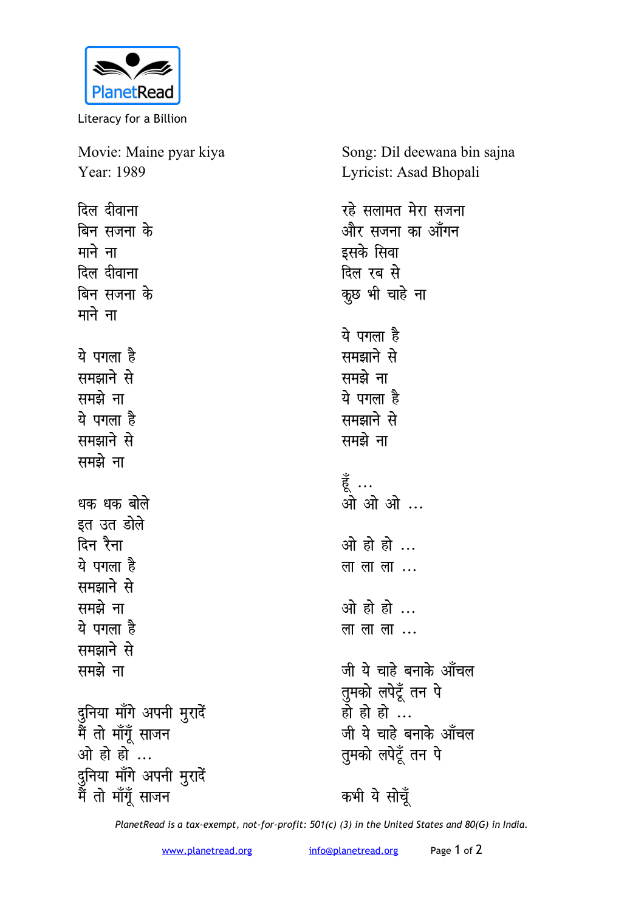PlanetRead

Literacy for a Billion

Movie: Maine pyar kiya
Year: 1989

Song: Dil deewana bin sajna
Lyricist: Asad Bhopali

दिल दीवाना
बिन सजना के
माने ना
दिल दीवाना
बिन सजना के
माने ना

ये पगला है
समझाने से
समझे ना
ये पगला है
समझाने से
समझे ना

धक धक बोले
इत उत डोले
दिन रैना
ये पगला है
समझाने से
समझे ना
ये पगला है
समझाने से
समझे ना

दुनिया माँगे अपनी मुरादें
मैं तो माँगूं साजन
ओ हो हो ...
दुनिया माँगे अपनी मुरादें
मैं तो माँगूं साजन

रहे सलामत मेरा सजना
और सजना का आँगन
इसके सिवा
दिल रब से
कुछ भी चाहे ना

ये पगला है
समझाने से
समझे ना
ये पगला है
समझाने से
समझे ना

हूँ ...
ओ ओ ओ ...

ओ हो हो ...
ला ला ला ...

ओ हो हो ...
ला ला ला ...

जी ये चाहे बनाके आँचल
तुमको लपेटूँ तन पे
हो हो हो ...
जी ये चाहे बनाके आँचल
तुमको लपेटूँ तन पे

कभी ये सोचूँ

*PlanetRead is a tax-exempt, not-for-profit: 501(c) (3) in the United States and 80(G) in India.*

www.planetread.org info@planetread.org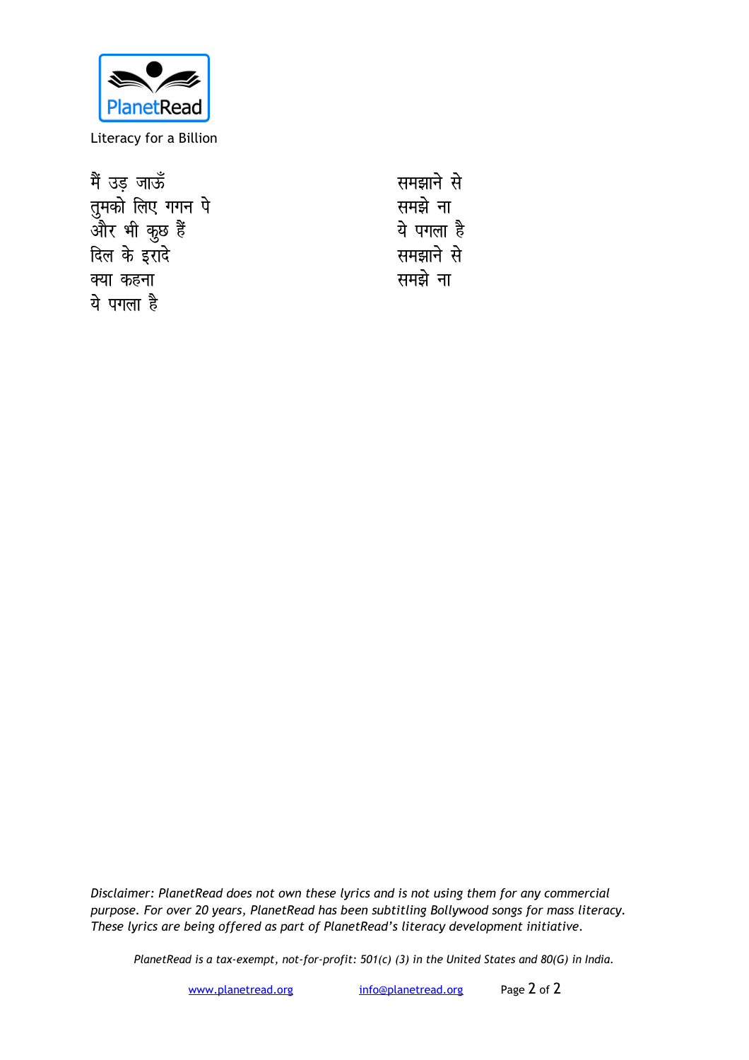Literacy for a Billion

मैं उड़ जाऊँ
तुमको लिए गगन पे
और भी कुछ हैं
दिल के इरादे
क्या कहना
ये पगला है

समझाने से
समझे ना
ये पगला है
समझाने से
समझे ना

*Disclaimer: PlanetRead does not own these lyrics and is not using them for any commercial purpose. For over 20 years, PlanetRead has been subtitling Bollywood songs for mass literacy. These lyrics are being offered as part of PlanetRead's literacy development initiative.*

*PlanetRead is a tax-exempt, not-for-profit: 501(c) (3) in the United States and 80(G) in India.*

www.planetread.org info@planetread.org